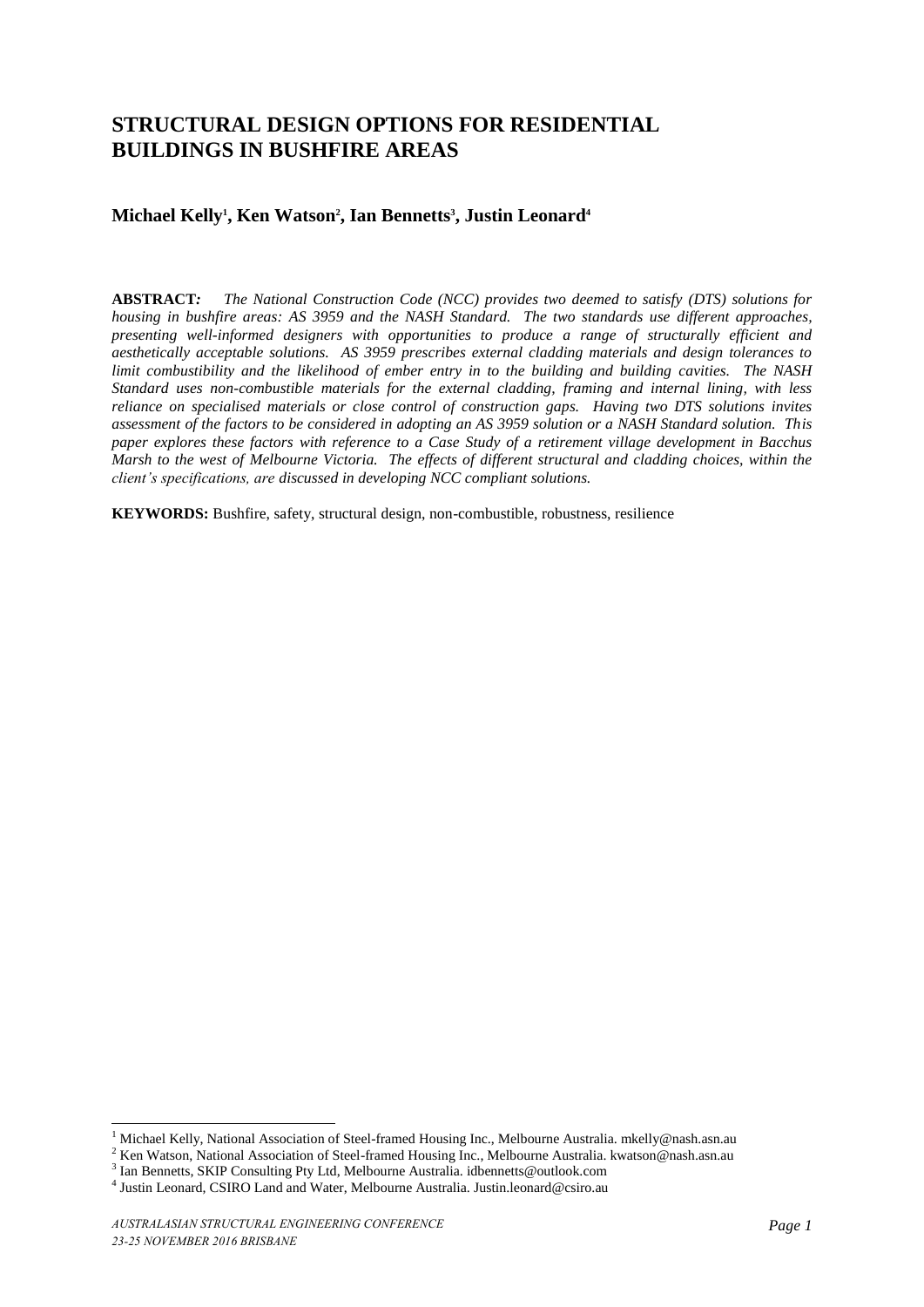# STRUCTURAL DESIGN OPTIONS FOR RESIDENTIAL BUILDINGS IN BUSHFIRE AREAS

**Michael Kelly[1], Ken Watson[2], Ian Bennetts[3], Justin Leonard[4]**

**ABSTRACT:** *The National Construction Code (NCC) provides two deemed to satisfy (DTS) solutions for housing in bushfire areas: AS 3959 and the NASH Standard. The two standards use different approaches, presenting well-informed designers with opportunities to produce a range of structurally efficient and aesthetically acceptable solutions. AS 3959 prescribes external cladding materials and design tolerances to limit combustibility and the likelihood of ember entry in to the building and building cavities. The NASH Standard uses non-combustible materials for the external cladding, framing and internal lining, with less reliance on specialised materials or close control of construction gaps. Having two DTS solutions invites assessment of the factors to be considered in adopting an AS 3959 solution or a NASH Standard solution. This paper explores these factors with reference to a Case Study of a retirement village development in Bacchus Marsh to the west of Melbourne Victoria. The effects of different structural and cladding choices, within the client's specifications, are discussed in developing NCC compliant solutions.*

**KEYWORDS:** Bushfire, safety, structural design, non-combustible, robustness, resilience

---

[1] Michael Kelly, National Association of Steel-framed Housing Inc., Melbourne Australia. mkelly@nash.asn.au

[2] Ken Watson, National Association of Steel-framed Housing Inc., Melbourne Australia. kwatson@nash.asn.au

[3] Ian Bennetts, SKIP Consulting Pty Ltd, Melbourne Australia. idbennetts@outlook.com

[4] Justin Leonard, CSIRO Land and Water, Melbourne Australia. Justin.leonard@csiro.au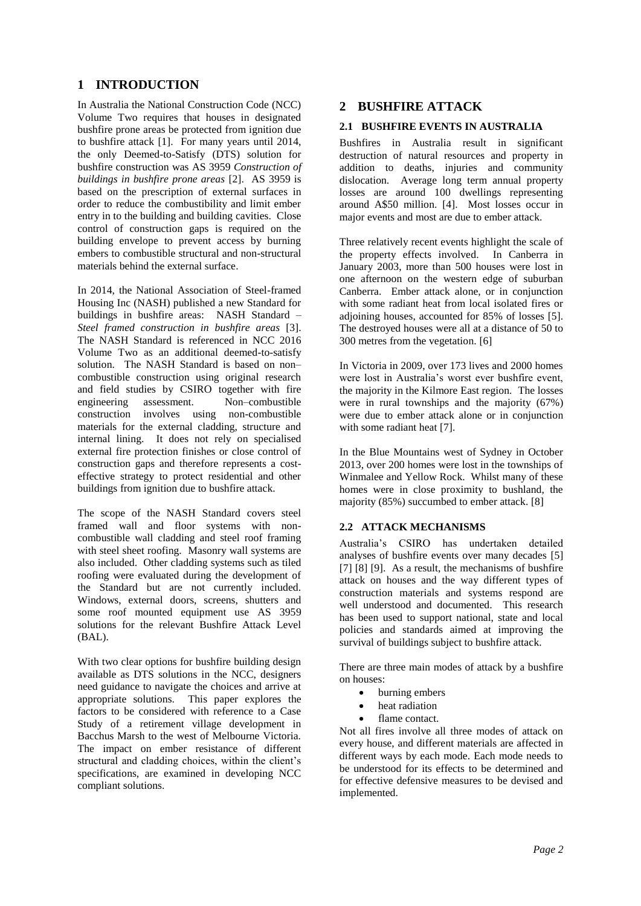# 1 INTRODUCTION

In Australia the National Construction Code (NCC) Volume Two requires that houses in designated bushfire prone areas be protected from ignition due to bushfire attack [1]. For many years until 2014, the only Deemed-to-Satisfy (DTS) solution for bushfire construction was AS 3959 *Construction of buildings in bushfire prone areas* [2]. AS 3959 is based on the prescription of external surfaces in order to reduce the combustibility and limit ember entry in to the building and building cavities. Close control of construction gaps is required on the building envelope to prevent access by burning embers to combustible structural and non-structural materials behind the external surface.

In 2014, the National Association of Steel-framed Housing Inc (NASH) published a new Standard for buildings in bushfire areas: NASH Standard – *Steel framed construction in bushfire areas* [3]. The NASH Standard is referenced in NCC 2016 Volume Two as an additional deemed-to-satisfy solution. The NASH Standard is based on non–combustible construction using original research and field studies by CSIRO together with fire engineering assessment. Non–combustible construction involves using non-combustible materials for the external cladding, structure and internal lining. It does not rely on specialised external fire protection finishes or close control of construction gaps and therefore represents a cost-effective strategy to protect residential and other buildings from ignition due to bushfire attack.

The scope of the NASH Standard covers steel framed wall and floor systems with non-combustible wall cladding and steel roof framing with steel sheet roofing. Masonry wall systems are also included. Other cladding systems such as tiled roofing were evaluated during the development of the Standard but are not currently included. Windows, external doors, screens, shutters and some roof mounted equipment use AS 3959 solutions for the relevant Bushfire Attack Level (BAL).

With two clear options for bushfire building design available as DTS solutions in the NCC, designers need guidance to navigate the choices and arrive at appropriate solutions. This paper explores the factors to be considered with reference to a Case Study of a retirement village development in Bacchus Marsh to the west of Melbourne Victoria. The impact on ember resistance of different structural and cladding choices, within the client's specifications, are examined in developing NCC compliant solutions.

# 2 BUSHFIRE ATTACK

## 2.1 BUSHFIRE EVENTS IN AUSTRALIA

Bushfires in Australia result in significant destruction of natural resources and property in addition to deaths, injuries and community dislocation. Average long term annual property losses are around 100 dwellings representing around A$50 million. [4]. Most losses occur in major events and most are due to ember attack.

Three relatively recent events highlight the scale of the property effects involved. In Canberra in January 2003, more than 500 houses were lost in one afternoon on the western edge of suburban Canberra. Ember attack alone, or in conjunction with some radiant heat from local isolated fires or adjoining houses, accounted for 85% of losses [5]. The destroyed houses were all at a distance of 50 to 300 metres from the vegetation. [6]

In Victoria in 2009, over 173 lives and 2000 homes were lost in Australia's worst ever bushfire event, the majority in the Kilmore East region. The losses were in rural townships and the majority (67%) were due to ember attack alone or in conjunction with some radiant heat [7].

In the Blue Mountains west of Sydney in October 2013, over 200 homes were lost in the townships of Winmalee and Yellow Rock. Whilst many of these homes were in close proximity to bushland, the majority (85%) succumbed to ember attack. [8]

## 2.2 ATTACK MECHANISMS

Australia's CSIRO has undertaken detailed analyses of bushfire events over many decades [5] [7] [8] [9]. As a result, the mechanisms of bushfire attack on houses and the way different types of construction materials and systems respond are well understood and documented. This research has been used to support national, state and local policies and standards aimed at improving the survival of buildings subject to bushfire attack.

There are three main modes of attack by a bushfire on houses:

- burning embers
- heat radiation
- flame contact.

Not all fires involve all three modes of attack on every house, and different materials are affected in different ways by each mode. Each mode needs to be understood for its effects to be determined and for effective defensive measures to be devised and implemented.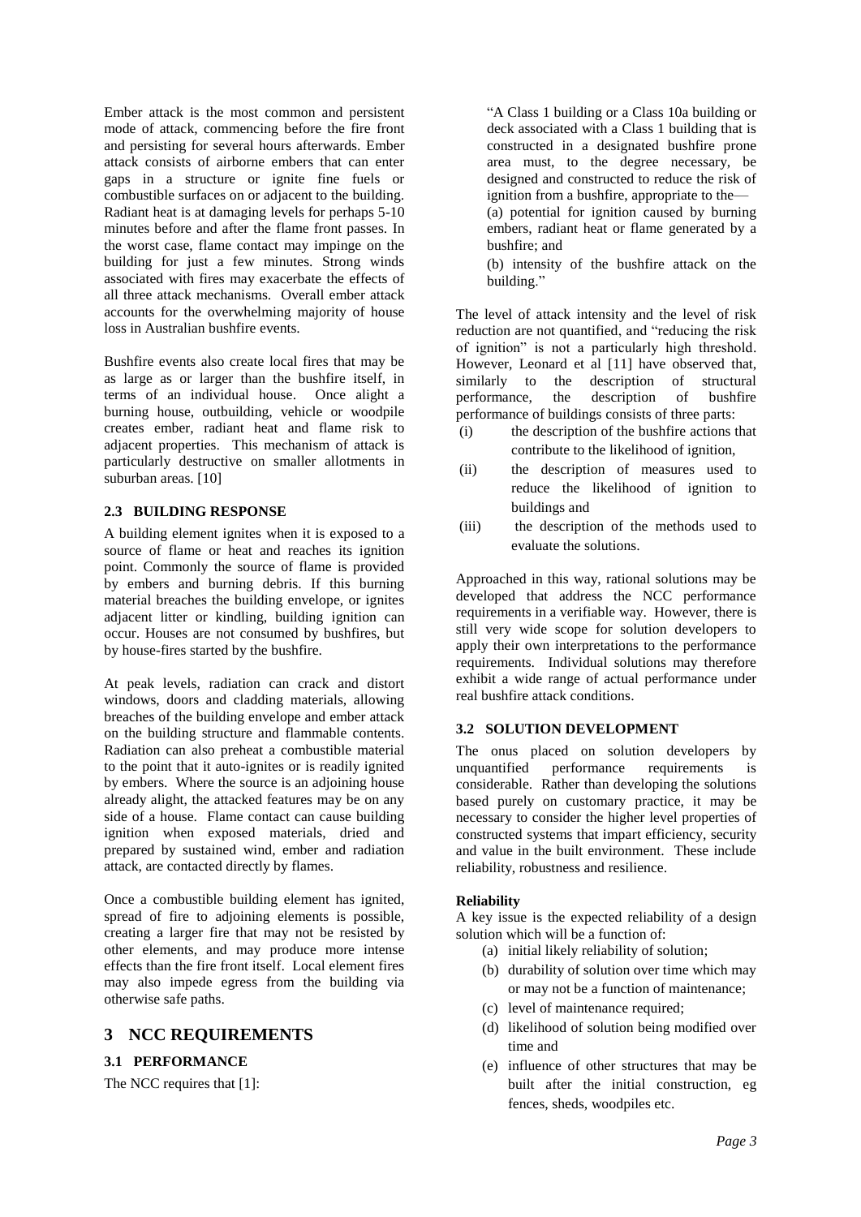Ember attack is the most common and persistent mode of attack, commencing before the fire front and persisting for several hours afterwards. Ember attack consists of airborne embers that can enter gaps in a structure or ignite fine fuels or combustible surfaces on or adjacent to the building. Radiant heat is at damaging levels for perhaps 5-10 minutes before and after the flame front passes. In the worst case, flame contact may impinge on the building for just a few minutes. Strong winds associated with fires may exacerbate the effects of all three attack mechanisms. Overall ember attack accounts for the overwhelming majority of house loss in Australian bushfire events.

Bushfire events also create local fires that may be as large as or larger than the bushfire itself, in terms of an individual house. Once alight a burning house, outbuilding, vehicle or woodpile creates ember, radiant heat and flame risk to adjacent properties. This mechanism of attack is particularly destructive on smaller allotments in suburban areas. [10]

### 2.3 BUILDING RESPONSE

A building element ignites when it is exposed to a source of flame or heat and reaches its ignition point. Commonly the source of flame is provided by embers and burning debris. If this burning material breaches the building envelope, or ignites adjacent litter or kindling, building ignition can occur. Houses are not consumed by bushfires, but by house-fires started by the bushfire.

At peak levels, radiation can crack and distort windows, doors and cladding materials, allowing breaches of the building envelope and ember attack on the building structure and flammable contents. Radiation can also preheat a combustible material to the point that it auto-ignites or is readily ignited by embers. Where the source is an adjoining house already alight, the attacked features may be on any side of a house. Flame contact can cause building ignition when exposed materials, dried and prepared by sustained wind, ember and radiation attack, are contacted directly by flames.

Once a combustible building element has ignited, spread of fire to adjoining elements is possible, creating a larger fire that may not be resisted by other elements, and may produce more intense effects than the fire front itself. Local element fires may also impede egress from the building via otherwise safe paths.

## 3 NCC REQUIREMENTS

### 3.1 PERFORMANCE

The NCC requires that [1]:

> "A Class 1 building or a Class 10a building or deck associated with a Class 1 building that is constructed in a designated bushfire prone area must, to the degree necessary, be designed and constructed to reduce the risk of ignition from a bushfire, appropriate to the—
>
> (a) potential for ignition caused by burning embers, radiant heat or flame generated by a bushfire; and
>
> (b) intensity of the bushfire attack on the building."

The level of attack intensity and the level of risk reduction are not quantified, and "reducing the risk of ignition" is not a particularly high threshold. However, Leonard et al [11] have observed that, similarly to the description of structural performance, the description of bushfire performance of buildings consists of three parts:

(i) the description of the bushfire actions that contribute to the likelihood of ignition,

(ii) the description of measures used to reduce the likelihood of ignition to buildings and

(iii) the description of the methods used to evaluate the solutions.

Approached in this way, rational solutions may be developed that address the NCC performance requirements in a verifiable way. However, there is still very wide scope for solution developers to apply their own interpretations to the performance requirements. Individual solutions may therefore exhibit a wide range of actual performance under real bushfire attack conditions.

### 3.2 SOLUTION DEVELOPMENT

The onus placed on solution developers by unquantified performance requirements is considerable. Rather than developing the solutions based purely on customary practice, it may be necessary to consider the higher level properties of constructed systems that impart efficiency, security and value in the built environment. These include reliability, robustness and resilience.

**Reliability**

A key issue is the expected reliability of a design solution which will be a function of:

(a) initial likely reliability of solution;

(b) durability of solution over time which may or may not be a function of maintenance;

(c) level of maintenance required;

(d) likelihood of solution being modified over time and

(e) influence of other structures that may be built after the initial construction, eg fences, sheds, woodpiles etc.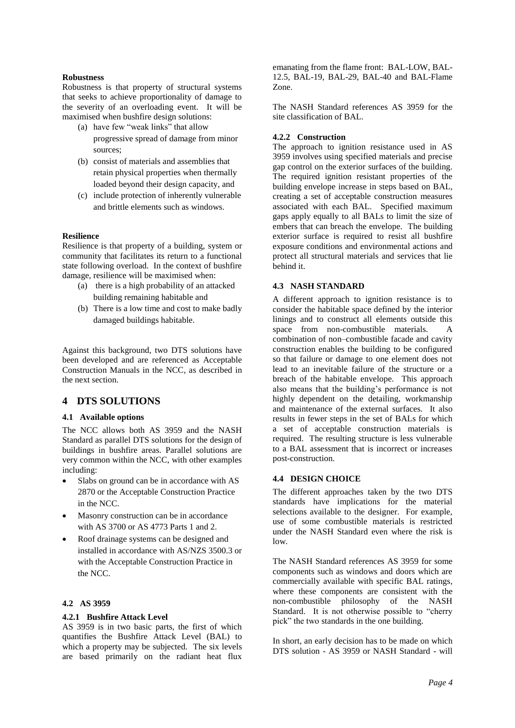**Robustness**

Robustness is that property of structural systems that seeks to achieve proportionality of damage to the severity of an overloading event. It will be maximised when bushfire design solutions:

(a) have few "weak links" that allow progressive spread of damage from minor sources;
(b) consist of materials and assemblies that retain physical properties when thermally loaded beyond their design capacity, and
(c) include protection of inherently vulnerable and brittle elements such as windows.

**Resilience**

Resilience is that property of a building, system or community that facilitates its return to a functional state following overload. In the context of bushfire damage, resilience will be maximised when:

(a) there is a high probability of an attacked building remaining habitable and
(b) There is a low time and cost to make badly damaged buildings habitable.

Against this background, two DTS solutions have been developed and are referenced as Acceptable Construction Manuals in the NCC, as described in the next section.

# 4 DTS SOLUTIONS

## 4.1 Available options

The NCC allows both AS 3959 and the NASH Standard as parallel DTS solutions for the design of buildings in bushfire areas. Parallel solutions are very common within the NCC, with other examples including:

- Slabs on ground can be in accordance with AS 2870 or the Acceptable Construction Practice in the NCC.
- Masonry construction can be in accordance with AS 3700 or AS 4773 Parts 1 and 2.
- Roof drainage systems can be designed and installed in accordance with AS/NZS 3500.3 or with the Acceptable Construction Practice in the NCC.

## 4.2 AS 3959

### 4.2.1 Bushfire Attack Level

AS 3959 is in two basic parts, the first of which quantifies the Bushfire Attack Level (BAL) to which a property may be subjected. The six levels are based primarily on the radiant heat flux emanating from the flame front: BAL-LOW, BAL-12.5, BAL-19, BAL-29, BAL-40 and BAL-Flame Zone.

The NASH Standard references AS 3959 for the site classification of BAL.

### 4.2.2 Construction

The approach to ignition resistance used in AS 3959 involves using specified materials and precise gap control on the exterior surfaces of the building. The required ignition resistant properties of the building envelope increase in steps based on BAL, creating a set of acceptable construction measures associated with each BAL. Specified maximum gaps apply equally to all BALs to limit the size of embers that can breach the envelope. The building exterior surface is required to resist all bushfire exposure conditions and environmental actions and protect all structural materials and services that lie behind it.

## 4.3 NASH STANDARD

A different approach to ignition resistance is to consider the habitable space defined by the interior linings and to construct all elements outside this space from non-combustible materials. A combination of non–combustible facade and cavity construction enables the building to be configured so that failure or damage to one element does not lead to an inevitable failure of the structure or a breach of the habitable envelope. This approach also means that the building's performance is not highly dependent on the detailing, workmanship and maintenance of the external surfaces. It also results in fewer steps in the set of BALs for which a set of acceptable construction materials is required. The resulting structure is less vulnerable to a BAL assessment that is incorrect or increases post-construction.

## 4.4 DESIGN CHOICE

The different approaches taken by the two DTS standards have implications for the material selections available to the designer. For example, use of some combustible materials is restricted under the NASH Standard even where the risk is low.

The NASH Standard references AS 3959 for some components such as windows and doors which are commercially available with specific BAL ratings, where these components are consistent with the non-combustible philosophy of the NASH Standard. It is not otherwise possible to "cherry pick" the two standards in the one building.

In short, an early decision has to be made on which DTS solution - AS 3959 or NASH Standard - will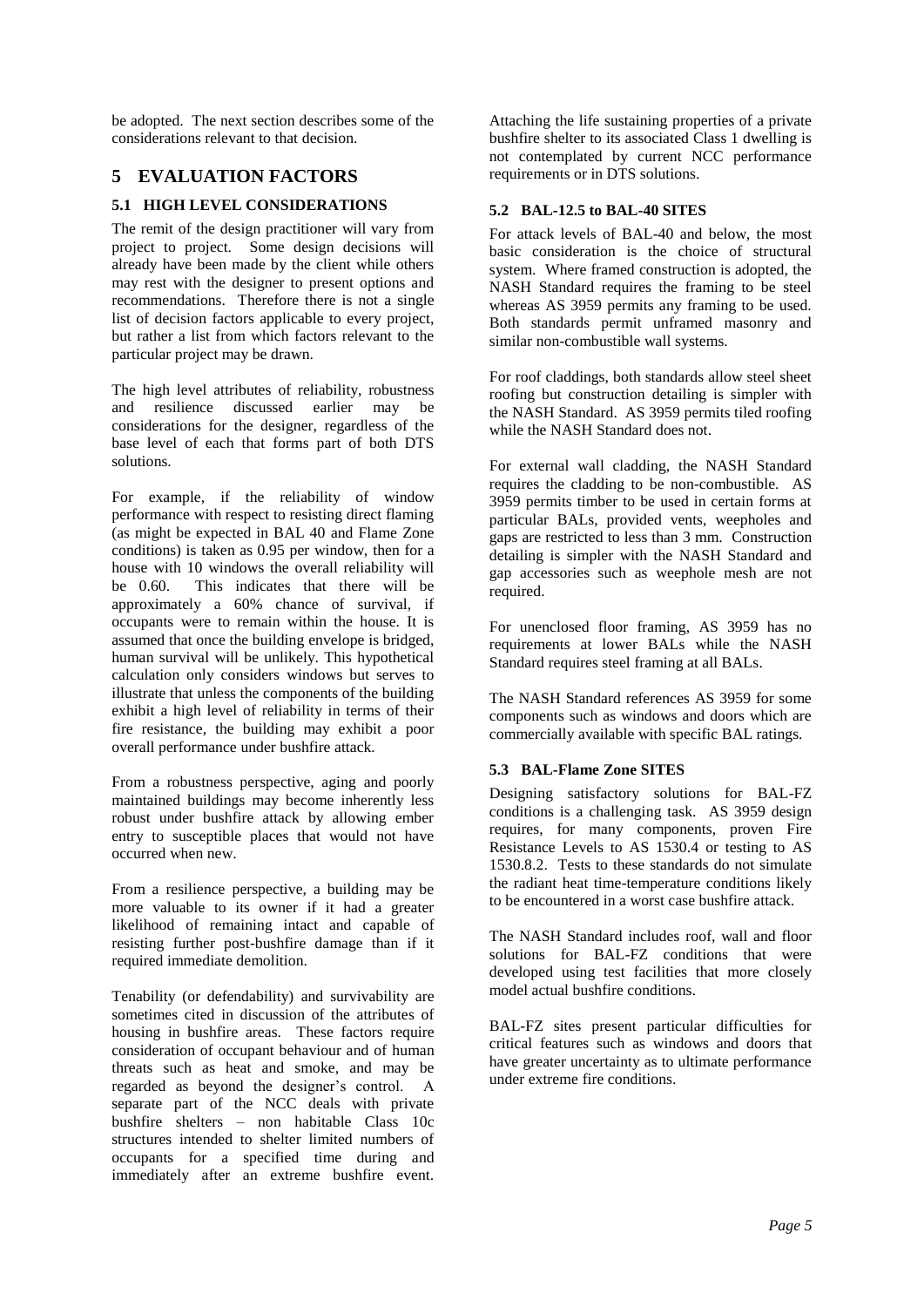be adopted. The next section describes some of the considerations relevant to that decision.

# 5 EVALUATION FACTORS

## 5.1 HIGH LEVEL CONSIDERATIONS

The remit of the design practitioner will vary from project to project. Some design decisions will already have been made by the client while others may rest with the designer to present options and recommendations. Therefore there is not a single list of decision factors applicable to every project, but rather a list from which factors relevant to the particular project may be drawn.

The high level attributes of reliability, robustness and resilience discussed earlier may be considerations for the designer, regardless of the base level of each that forms part of both DTS solutions.

For example, if the reliability of window performance with respect to resisting direct flaming (as might be expected in BAL 40 and Flame Zone conditions) is taken as 0.95 per window, then for a house with 10 windows the overall reliability will be 0.60. This indicates that there will be approximately a 60% chance of survival, if occupants were to remain within the house. It is assumed that once the building envelope is bridged, human survival will be unlikely. This hypothetical calculation only considers windows but serves to illustrate that unless the components of the building exhibit a high level of reliability in terms of their fire resistance, the building may exhibit a poor overall performance under bushfire attack.

From a robustness perspective, aging and poorly maintained buildings may become inherently less robust under bushfire attack by allowing ember entry to susceptible places that would not have occurred when new.

From a resilience perspective, a building may be more valuable to its owner if it had a greater likelihood of remaining intact and capable of resisting further post-bushfire damage than if it required immediate demolition.

Tenability (or defendability) and survivability are sometimes cited in discussion of the attributes of housing in bushfire areas. These factors require consideration of occupant behaviour and of human threats such as heat and smoke, and may be regarded as beyond the designer's control. A separate part of the NCC deals with private bushfire shelters – non habitable Class 10c structures intended to shelter limited numbers of occupants for a specified time during and immediately after an extreme bushfire event. Attaching the life sustaining properties of a private bushfire shelter to its associated Class 1 dwelling is not contemplated by current NCC performance requirements or in DTS solutions.

## 5.2 BAL-12.5 to BAL-40 SITES

For attack levels of BAL-40 and below, the most basic consideration is the choice of structural system. Where framed construction is adopted, the NASH Standard requires the framing to be steel whereas AS 3959 permits any framing to be used. Both standards permit unframed masonry and similar non-combustible wall systems.

For roof claddings, both standards allow steel sheet roofing but construction detailing is simpler with the NASH Standard. AS 3959 permits tiled roofing while the NASH Standard does not.

For external wall cladding, the NASH Standard requires the cladding to be non-combustible. AS 3959 permits timber to be used in certain forms at particular BALs, provided vents, weepholes and gaps are restricted to less than 3 mm. Construction detailing is simpler with the NASH Standard and gap accessories such as weephole mesh are not required.

For unenclosed floor framing, AS 3959 has no requirements at lower BALs while the NASH Standard requires steel framing at all BALs.

The NASH Standard references AS 3959 for some components such as windows and doors which are commercially available with specific BAL ratings.

## 5.3 BAL-Flame Zone SITES

Designing satisfactory solutions for BAL-FZ conditions is a challenging task. AS 3959 design requires, for many components, proven Fire Resistance Levels to AS 1530.4 or testing to AS 1530.8.2. Tests to these standards do not simulate the radiant heat time-temperature conditions likely to be encountered in a worst case bushfire attack.

The NASH Standard includes roof, wall and floor solutions for BAL-FZ conditions that were developed using test facilities that more closely model actual bushfire conditions.

BAL-FZ sites present particular difficulties for critical features such as windows and doors that have greater uncertainty as to ultimate performance under extreme fire conditions.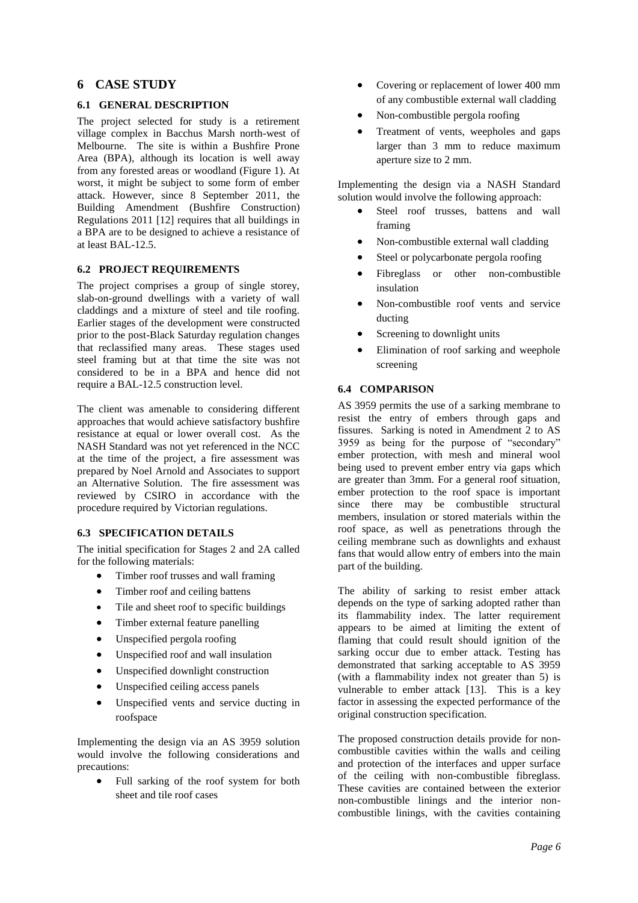# 6 CASE STUDY

## 6.1 GENERAL DESCRIPTION

The project selected for study is a retirement village complex in Bacchus Marsh north-west of Melbourne. The site is within a Bushfire Prone Area (BPA), although its location is well away from any forested areas or woodland (Figure 1). At worst, it might be subject to some form of ember attack. However, since 8 September 2011, the Building Amendment (Bushfire Construction) Regulations 2011 [12] requires that all buildings in a BPA are to be designed to achieve a resistance of at least BAL-12.5.

## 6.2 PROJECT REQUIREMENTS

The project comprises a group of single storey, slab-on-ground dwellings with a variety of wall claddings and a mixture of steel and tile roofing. Earlier stages of the development were constructed prior to the post-Black Saturday regulation changes that reclassified many areas. These stages used steel framing but at that time the site was not considered to be in a BPA and hence did not require a BAL-12.5 construction level.

The client was amenable to considering different approaches that would achieve satisfactory bushfire resistance at equal or lower overall cost. As the NASH Standard was not yet referenced in the NCC at the time of the project, a fire assessment was prepared by Noel Arnold and Associates to support an Alternative Solution. The fire assessment was reviewed by CSIRO in accordance with the procedure required by Victorian regulations.

## 6.3 SPECIFICATION DETAILS

The initial specification for Stages 2 and 2A called for the following materials:

- Timber roof trusses and wall framing
- Timber roof and ceiling battens
- Tile and sheet roof to specific buildings
- Timber external feature panelling
- Unspecified pergola roofing
- Unspecified roof and wall insulation
- Unspecified downlight construction
- Unspecified ceiling access panels
- Unspecified vents and service ducting in roofspace

Implementing the design via an AS 3959 solution would involve the following considerations and precautions:

- Full sarking of the roof system for both sheet and tile roof cases
- Covering or replacement of lower 400 mm of any combustible external wall cladding
- Non-combustible pergola roofing
- Treatment of vents, weepholes and gaps larger than 3 mm to reduce maximum aperture size to 2 mm.

Implementing the design via a NASH Standard solution would involve the following approach:

- Steel roof trusses, battens and wall framing
- Non-combustible external wall cladding
- Steel or polycarbonate pergola roofing
- Fibreglass or other non-combustible insulation
- Non-combustible roof vents and service ducting
- Screening to downlight units
- Elimination of roof sarking and weephole screening

## 6.4 COMPARISON

AS 3959 permits the use of a sarking membrane to resist the entry of embers through gaps and fissures. Sarking is noted in Amendment 2 to AS 3959 as being for the purpose of "secondary" ember protection, with mesh and mineral wool being used to prevent ember entry via gaps which are greater than 3mm. For a general roof situation, ember protection to the roof space is important since there may be combustible structural members, insulation or stored materials within the roof space, as well as penetrations through the ceiling membrane such as downlights and exhaust fans that would allow entry of embers into the main part of the building.

The ability of sarking to resist ember attack depends on the type of sarking adopted rather than its flammability index. The latter requirement appears to be aimed at limiting the extent of flaming that could result should ignition of the sarking occur due to ember attack. Testing has demonstrated that sarking acceptable to AS 3959 (with a flammability index not greater than 5) is vulnerable to ember attack [13]. This is a key factor in assessing the expected performance of the original construction specification.

The proposed construction details provide for non-combustible cavities within the walls and ceiling and protection of the interfaces and upper surface of the ceiling with non-combustible fibreglass. These cavities are contained between the exterior non-combustible linings and the interior non-combustible linings, with the cavities containing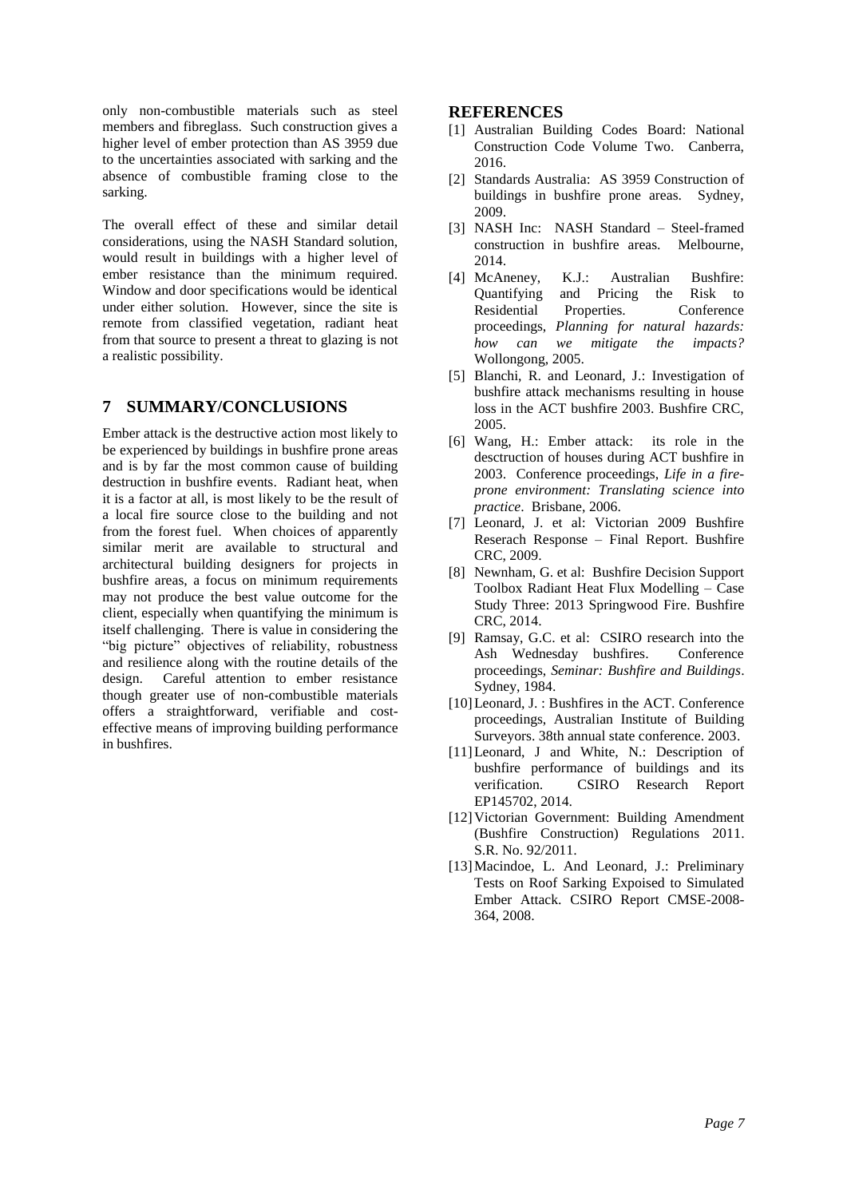only non-combustible materials such as steel members and fibreglass. Such construction gives a higher level of ember protection than AS 3959 due to the uncertainties associated with sarking and the absence of combustible framing close to the sarking.

The overall effect of these and similar detail considerations, using the NASH Standard solution, would result in buildings with a higher level of ember resistance than the minimum required. Window and door specifications would be identical under either solution. However, since the site is remote from classified vegetation, radiant heat from that source to present a threat to glazing is not a realistic possibility.

## 7 SUMMARY/CONCLUSIONS

Ember attack is the destructive action most likely to be experienced by buildings in bushfire prone areas and is by far the most common cause of building destruction in bushfire events. Radiant heat, when it is a factor at all, is most likely to be the result of a local fire source close to the building and not from the forest fuel. When choices of apparently similar merit are available to structural and architectural building designers for projects in bushfire areas, a focus on minimum requirements may not produce the best value outcome for the client, especially when quantifying the minimum is itself challenging. There is value in considering the "big picture" objectives of reliability, robustness and resilience along with the routine details of the design. Careful attention to ember resistance though greater use of non-combustible materials offers a straightforward, verifiable and cost-effective means of improving building performance in bushfires.

## REFERENCES

[1] Australian Building Codes Board: National Construction Code Volume Two. Canberra, 2016.

[2] Standards Australia: AS 3959 Construction of buildings in bushfire prone areas. Sydney, 2009.

[3] NASH Inc: NASH Standard – Steel-framed construction in bushfire areas. Melbourne, 2014.

[4] McAneney, K.J.: Australian Bushfire: Quantifying and Pricing the Risk to Residential Properties. Conference proceedings, *Planning for natural hazards: how can we mitigate the impacts?* Wollongong, 2005.

[5] Blanchi, R. and Leonard, J.: Investigation of bushfire attack mechanisms resulting in house loss in the ACT bushfire 2003. Bushfire CRC, 2005.

[6] Wang, H.: Ember attack: its role in the desctruction of houses during ACT bushfire in 2003. Conference proceedings, *Life in a fire-prone environment: Translating science into practice*. Brisbane, 2006.

[7] Leonard, J. et al: Victorian 2009 Bushfire Reserach Response – Final Report. Bushfire CRC, 2009.

[8] Newnham, G. et al: Bushfire Decision Support Toolbox Radiant Heat Flux Modelling – Case Study Three: 2013 Springwood Fire. Bushfire CRC, 2014.

[9] Ramsay, G.C. et al: CSIRO research into the Ash Wednesday bushfires. Conference proceedings, *Seminar: Bushfire and Buildings*. Sydney, 1984.

[10] Leonard, J. : Bushfires in the ACT. Conference proceedings, Australian Institute of Building Surveyors. 38th annual state conference. 2003.

[11] Leonard, J and White, N.: Description of bushfire performance of buildings and its verification. CSIRO Research Report EP145702, 2014.

[12] Victorian Government: Building Amendment (Bushfire Construction) Regulations 2011. S.R. No. 92/2011.

[13] Macindoe, L. And Leonard, J.: Preliminary Tests on Roof Sarking Expoised to Simulated Ember Attack. CSIRO Report CMSE-2008-364, 2008.